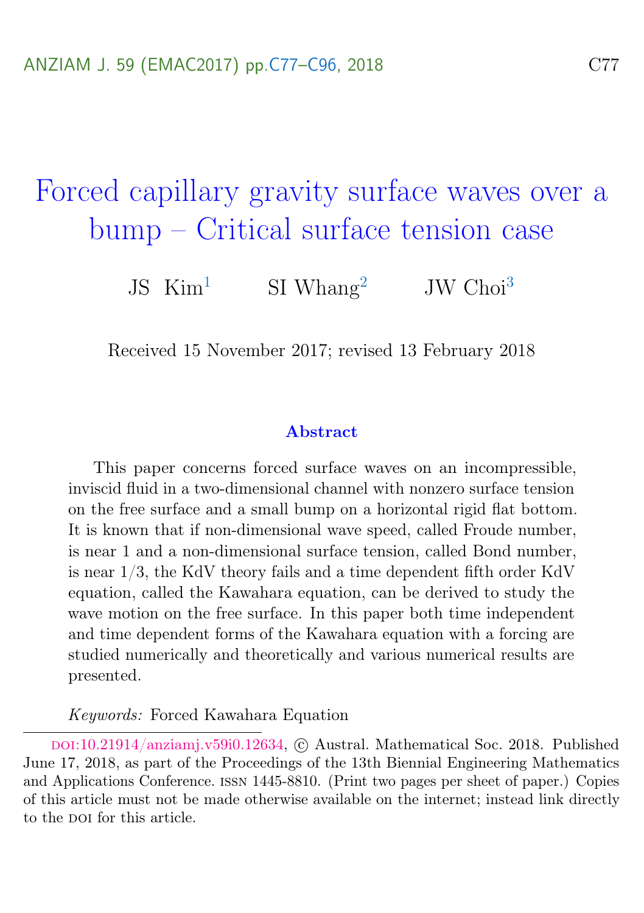# Forced capillary gravity surface waves over a bump – Critical surface tension case

JS Kim[1] SI Whang[2] JW Choi[3]

Received 15 November 2017; revised 13 February 2018

## Abstract

This paper concerns forced surface waves on an incompressible, inviscid fluid in a two-dimensional channel with nonzero surface tension on the free surface and a small bump on a horizontal rigid flat bottom. It is known that if non-dimensional wave speed, called Froude number, is near 1 and a non-dimensional surface tension, called Bond number, is near 1/3, the KdV theory fails and a time dependent fifth order KdV equation, called the Kawahara equation, can be derived to study the wave motion on the free surface. In this paper both time independent and time dependent forms of the Kawahara equation with a forcing are studied numerically and theoretically and various numerical results are presented.

*Keywords:* Forced Kawahara Equation

---

doi:10.21914/anziamj.v59i0.12634, © Austral. Mathematical Soc. 2018. Published June 17, 2018, as part of the Proceedings of the 13th Biennial Engineering Mathematics and Applications Conference. issn 1445-8810. (Print two pages per sheet of paper.) Copies of this article must not be made otherwise available on the internet; instead link directly to the doi for this article.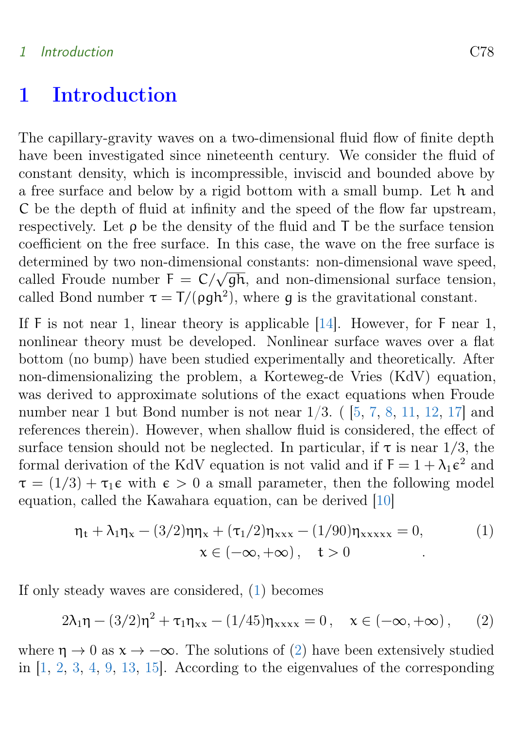# 1 Introduction

The capillary-gravity waves on a two-dimensional fluid flow of finite depth have been investigated since nineteenth century. We consider the fluid of constant density, which is incompressible, inviscid and bounded above by a free surface and below by a rigid bottom with a small bump. Let $h$ and $C$ be the depth of fluid at infinity and the speed of the flow far upstream, respectively. Let $\rho$ be the density of the fluid and $T$ be the surface tension coefficient on the free surface. In this case, the wave on the free surface is determined by two non-dimensional constants: non-dimensional wave speed, called Froude number $F = C/\sqrt{gh}$, and non-dimensional surface tension, called Bond number $\tau = T/(\rho g h^2)$, where $g$ is the gravitational constant.

If $F$ is not near 1, linear theory is applicable [14]. However, for $F$ near 1, nonlinear theory must be developed. Nonlinear surface waves over a flat bottom (no bump) have been studied experimentally and theoretically. After non-dimensionalizing the problem, a Korteweg-de Vries (KdV) equation, was derived to approximate solutions of the exact equations when Froude number near 1 but Bond number is not near 1/3. ( [5, 7, 8, 11, 12, 17] and references therein). However, when shallow fluid is considered, the effect of surface tension should not be neglected. In particular, if $\tau$ is near 1/3, the formal derivation of the KdV equation is not valid and if $F = 1 + \lambda_1 \epsilon^2$ and $\tau = (1/3) + \tau_1 \epsilon$ with $\epsilon > 0$ a small parameter, then the following model equation, called the Kawahara equation, can be derived [10]

$$\eta_t + \lambda_1 \eta_x - (3/2)\eta\eta_x + (\tau_1/2)\eta_{xxx} - (1/90)\eta_{xxxxx} = 0, \qquad (1)$$
$$x \in (-\infty, +\infty), \quad t > 0 \quad .$$

If only steady waves are considered, (1) becomes

$$2\lambda_1 \eta - (3/2)\eta^2 + \tau_1 \eta_{xx} - (1/45)\eta_{xxxx} = 0, \quad x \in (-\infty, +\infty), \qquad (2)$$

where $\eta \to 0$ as $x \to -\infty$. The solutions of (2) have been extensively studied in [1, 2, 3, 4, 9, 13, 15]. According to the eigenvalues of the corresponding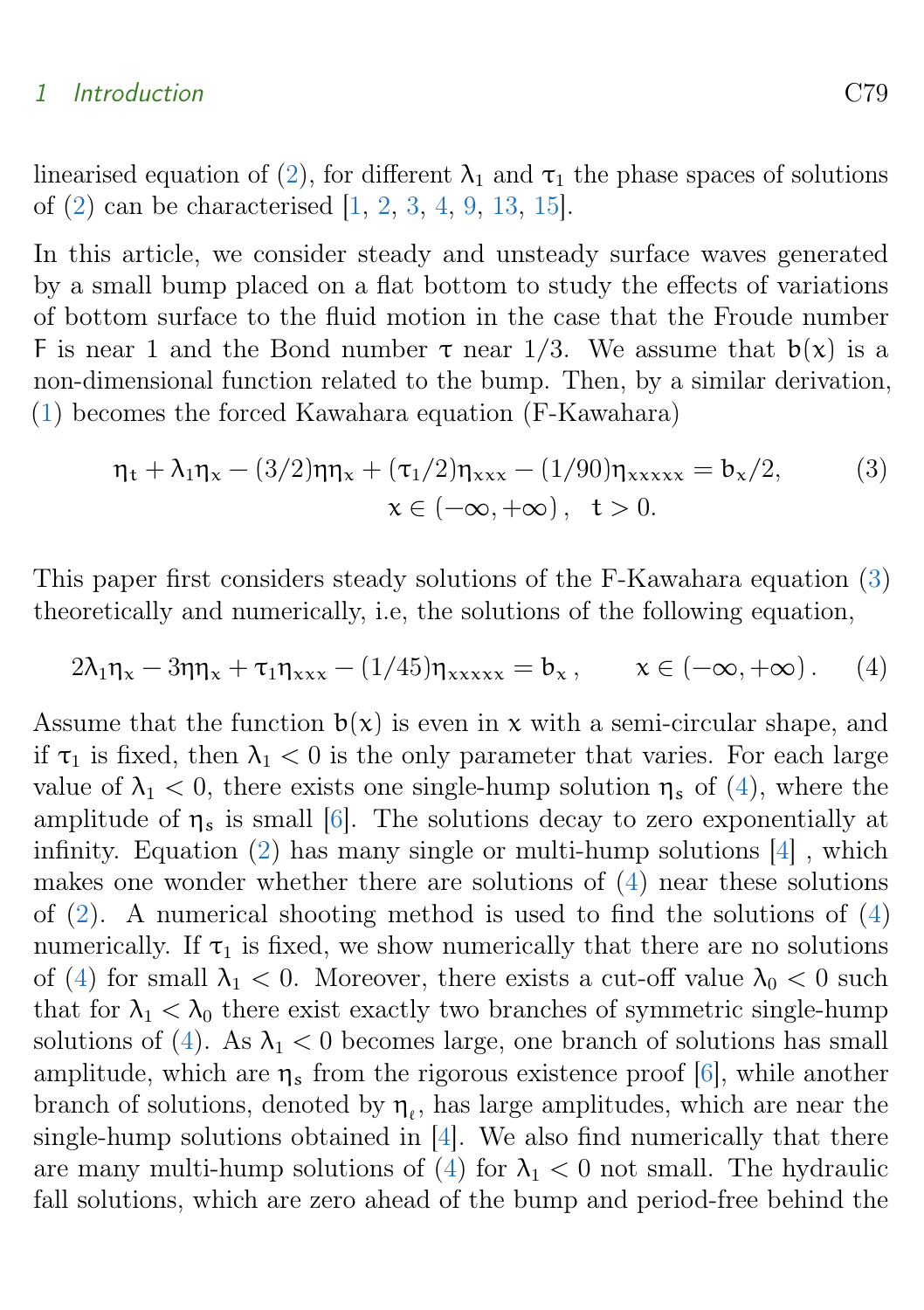linearised equation of (2), for different $\lambda_1$ and $\tau_1$ the phase spaces of solutions of (2) can be characterised [1, 2, 3, 4, 9, 13, 15].

In this article, we consider steady and unsteady surface waves generated by a small bump placed on a flat bottom to study the effects of variations of bottom surface to the fluid motion in the case that the Froude number F is near 1 and the Bond number $\tau$ near 1/3. We assume that $b(x)$ is a non-dimensional function related to the bump. Then, by a similar derivation, (1) becomes the forced Kawahara equation (F-Kawahara)

$$\eta_t + \lambda_1\eta_x - (3/2)\eta\eta_x + (\tau_1/2)\eta_{xxx} - (1/90)\eta_{xxxxx} = b_x/2, \qquad (3)$$
$$x \in (-\infty, +\infty), \quad t > 0.$$

This paper first considers steady solutions of the F-Kawahara equation (3) theoretically and numerically, i.e, the solutions of the following equation,

$$2\lambda_1\eta_x - 3\eta\eta_x + \tau_1\eta_{xxx} - (1/45)\eta_{xxxxx} = b_x, \qquad x \in (-\infty, +\infty). \qquad (4)$$

Assume that the function $b(x)$ is even in $x$ with a semi-circular shape, and if $\tau_1$ is fixed, then $\lambda_1 < 0$ is the only parameter that varies. For each large value of $\lambda_1 < 0$, there exists one single-hump solution $\eta_s$ of (4), where the amplitude of $\eta_s$ is small [6]. The solutions decay to zero exponentially at infinity. Equation (2) has many single or multi-hump solutions [4] , which makes one wonder whether there are solutions of (4) near these solutions of (2). A numerical shooting method is used to find the solutions of (4) numerically. If $\tau_1$ is fixed, we show numerically that there are no solutions of (4) for small $\lambda_1 < 0$. Moreover, there exists a cut-off value $\lambda_0 < 0$ such that for $\lambda_1 < \lambda_0$ there exist exactly two branches of symmetric single-hump solutions of (4). As $\lambda_1 < 0$ becomes large, one branch of solutions has small amplitude, which are $\eta_s$ from the rigorous existence proof [6], while another branch of solutions, denoted by $\eta_\ell$, has large amplitudes, which are near the single-hump solutions obtained in [4]. We also find numerically that there are many multi-hump solutions of (4) for $\lambda_1 < 0$ not small. The hydraulic fall solutions, which are zero ahead of the bump and period-free behind the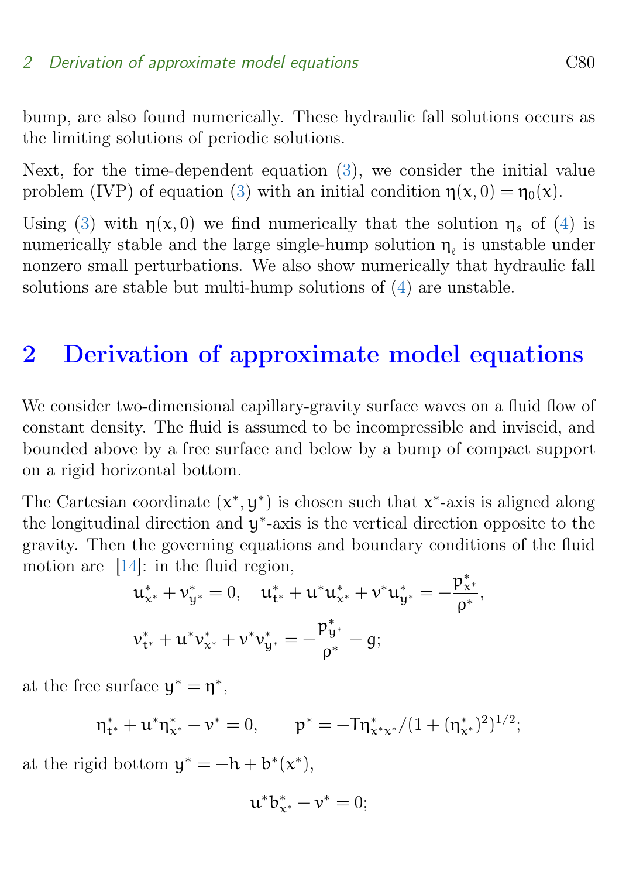bump, are also found numerically. These hydraulic fall solutions occurs as the limiting solutions of periodic solutions.

Next, for the time-dependent equation (3), we consider the initial value problem (IVP) of equation (3) with an initial condition $\eta(x, 0) = \eta_0(x)$.

Using (3) with $\eta(x, 0)$ we find numerically that the solution $\eta_s$ of (4) is numerically stable and the large single-hump solution $\eta_\ell$ is unstable under nonzero small perturbations. We also show numerically that hydraulic fall solutions are stable but multi-hump solutions of (4) are unstable.

## 2 Derivation of approximate model equations

We consider two-dimensional capillary-gravity surface waves on a fluid flow of constant density. The fluid is assumed to be incompressible and inviscid, and bounded above by a free surface and below by a bump of compact support on a rigid horizontal bottom.

The Cartesian coordinate $(x^*, y^*)$ is chosen such that $x^*$-axis is aligned along the longitudinal direction and $y^*$-axis is the vertical direction opposite to the gravity. Then the governing equations and boundary conditions of the fluid motion are [14]: in the fluid region,

$$u^*_{x^*} + v^*_{y^*} = 0, \quad u^*_{t^*} + u^* u^*_{x^*} + v^* u^*_{y^*} = -\frac{p^*_{x^*}}{\rho^*},$$

$$v^*_{t^*} + u^* v^*_{x^*} + v^* v^*_{y^*} = -\frac{p^*_{y^*}}{\rho^*} - g;$$

at the free surface $y^* = \eta^*$,

$$\eta^*_{t^*} + u^* \eta^*_{x^*} - v^* = 0, \qquad p^* = -T\eta^*_{x^*x^*}/(1 + (\eta^*_{x^*})^2)^{1/2};$$

at the rigid bottom $y^* = -h + b^*(x^*)$,

$$u^* b^*_{x^*} - v^* = 0;$$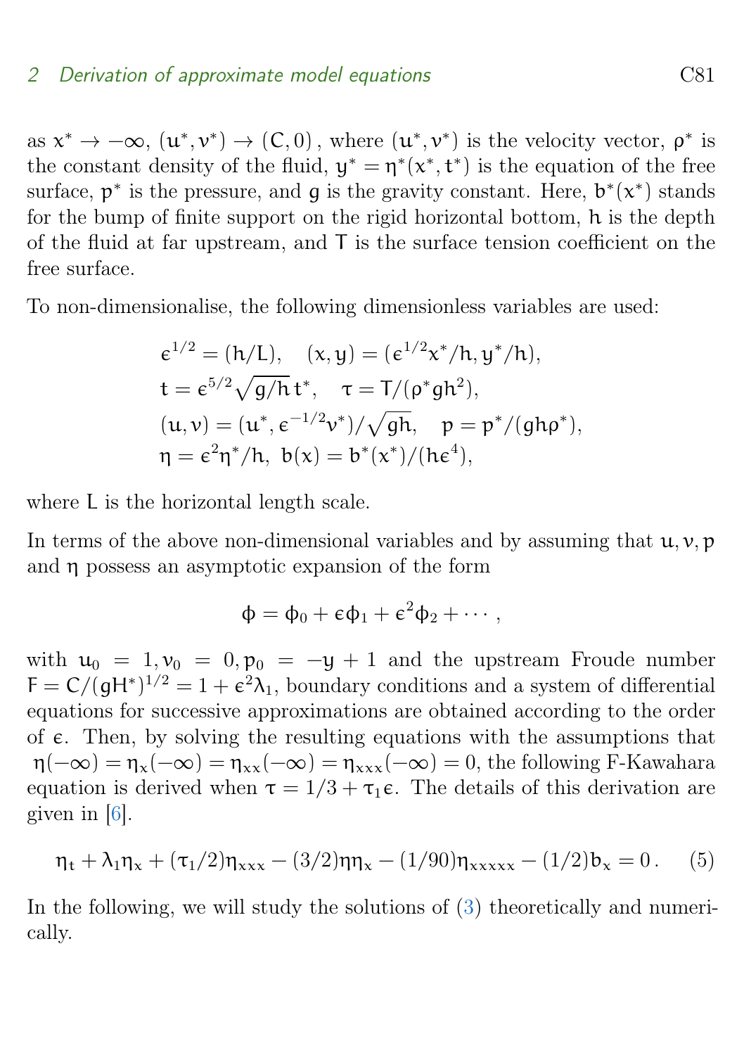as $x^* \to -\infty$, $(u^*, v^*) \to (C, 0)$, where $(u^*, v^*)$ is the velocity vector, $\rho^*$ is the constant density of the fluid, $y^* = \eta^*(x^*, t^*)$ is the equation of the free surface, $p^*$ is the pressure, and $g$ is the gravity constant. Here, $b^*(x^*)$ stands for the bump of finite support on the rigid horizontal bottom, $h$ is the depth of the fluid at far upstream, and $T$ is the surface tension coefficient on the free surface.

To non-dimensionalise, the following dimensionless variables are used:

$$
\begin{aligned}
&\epsilon^{1/2} = (h/L), \quad (x, y) = (\epsilon^{1/2} x^*/h, y^*/h), \\
&t = \epsilon^{5/2} \sqrt{g/h}\, t^*, \quad \tau = T/(\rho^* g h^2), \\
&(u, v) = (u^*, \epsilon^{-1/2} v^*)/\sqrt{gh}, \quad p = p^*/(gh\rho^*), \\
&\eta = \epsilon^2 \eta^*/h, \ b(x) = b^*(x^*)/(h\epsilon^4),
\end{aligned}
$$

where $L$ is the horizontal length scale.

In terms of the above non-dimensional variables and by assuming that $u, v, p$ and $\eta$ possess an asymptotic expansion of the form

$$
\phi = \phi_0 + \epsilon \phi_1 + \epsilon^2 \phi_2 + \cdots,
$$

with $u_0 = 1, v_0 = 0, p_0 = -y + 1$ and the upstream Froude number $F = C/(gH^*)^{1/2} = 1 + \epsilon^2 \lambda_1$, boundary conditions and a system of differential equations for successive approximations are obtained according to the order of $\epsilon$. Then, by solving the resulting equations with the assumptions that $\eta(-\infty) = \eta_x(-\infty) = \eta_{xx}(-\infty) = \eta_{xxx}(-\infty) = 0$, the following F-Kawahara equation is derived when $\tau = 1/3 + \tau_1 \epsilon$. The details of this derivation are given in [6].

$$
\eta_t + \lambda_1 \eta_x + (\tau_1/2)\eta_{xxx} - (3/2)\eta\eta_x - (1/90)\eta_{xxxxx} - (1/2)b_x = 0\,. \tag{5}
$$

In the following, we will study the solutions of (3) theoretically and numerically.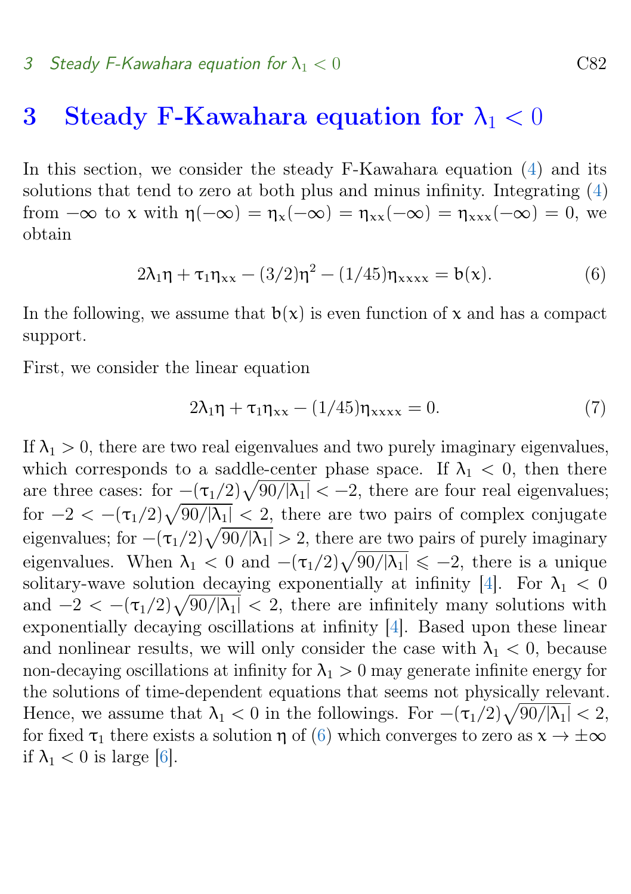## 3 Steady F-Kawahara equation for $\lambda_1 < 0$

In this section, we consider the steady F-Kawahara equation (4) and its solutions that tend to zero at both plus and minus infinity. Integrating (4) from $-\infty$ to $x$ with $\eta(-\infty) = \eta_x(-\infty) = \eta_{xx}(-\infty) = \eta_{xxx}(-\infty) = 0$, we obtain

$$2\lambda_1\eta + \tau_1\eta_{xx} - (3/2)\eta^2 - (1/45)\eta_{xxxx} = b(x). \tag{6}$$

In the following, we assume that $b(x)$ is even function of $x$ and has a compact support.

First, we consider the linear equation

$$2\lambda_1\eta + \tau_1\eta_{xx} - (1/45)\eta_{xxxx} = 0. \tag{7}$$

If $\lambda_1 > 0$, there are two real eigenvalues and two purely imaginary eigenvalues, which corresponds to a saddle-center phase space. If $\lambda_1 < 0$, then there are three cases: for $-(\tau_1/2)\sqrt{90/|\lambda_1|} < -2$, there are four real eigenvalues; for $-2 < -(\tau_1/2)\sqrt{90/|\lambda_1|} < 2$, there are two pairs of complex conjugate eigenvalues; for $-(\tau_1/2)\sqrt{90/|\lambda_1|} > 2$, there are two pairs of purely imaginary eigenvalues. When $\lambda_1 < 0$ and $-(\tau_1/2)\sqrt{90/|\lambda_1|} \leqslant -2$, there is a unique solitary-wave solution decaying exponentially at infinity [4]. For $\lambda_1 < 0$ and $-2 < -(\tau_1/2)\sqrt{90/|\lambda_1|} < 2$, there are infinitely many solutions with exponentially decaying oscillations at infinity [4]. Based upon these linear and nonlinear results, we will only consider the case with $\lambda_1 < 0$, because non-decaying oscillations at infinity for $\lambda_1 > 0$ may generate infinite energy for the solutions of time-dependent equations that seems not physically relevant. Hence, we assume that $\lambda_1 < 0$ in the followings. For $-(\tau_1/2)\sqrt{90/|\lambda_1|} < 2$, for fixed $\tau_1$ there exists a solution $\eta$ of (6) which converges to zero as $x \to \pm\infty$ if $\lambda_1 < 0$ is large [6].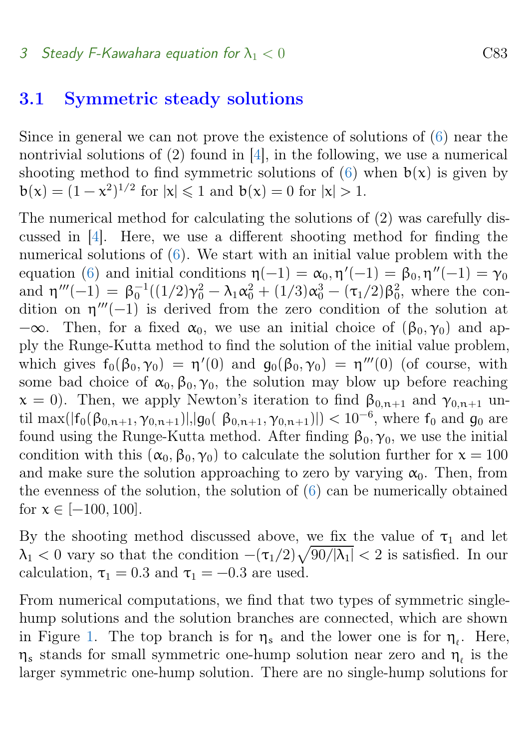## 3.1 Symmetric steady solutions

Since in general we can not prove the existence of solutions of (6) near the nontrivial solutions of (2) found in [4], in the following, we use a numerical shooting method to find symmetric solutions of (6) when $b(x)$ is given by $b(x) = (1-x^2)^{1/2}$ for $|x| \leqslant 1$ and $b(x) = 0$ for $|x| > 1$.

The numerical method for calculating the solutions of (2) was carefully discussed in [4]. Here, we use a different shooting method for finding the numerical solutions of (6). We start with an initial value problem with the equation (6) and initial conditions $\eta(-1) = \alpha_0, \eta'(-1) = \beta_0, \eta''(-1) = \gamma_0$ and $\eta'''(-1) = \beta_0^{-1}((1/2)\gamma_0^2 - \lambda_1\alpha_0^2 + (1/3)\alpha_0^3 - (\tau_1/2)\beta_0^2$, where the condition on $\eta'''(-1)$ is derived from the zero condition of the solution at $-\infty$. Then, for a fixed $\alpha_0$, we use an initial choice of $(\beta_0, \gamma_0)$ and apply the Runge-Kutta method to find the solution of the initial value problem, which gives $f_0(\beta_0, \gamma_0) = \eta'(0)$ and $g_0(\beta_0, \gamma_0) = \eta'''(0)$ (of course, with some bad choice of $\alpha_0, \beta_0, \gamma_0$, the solution may blow up before reaching $x = 0$). Then, we apply Newton's iteration to find $\beta_{0,n+1}$ and $\gamma_{0,n+1}$ until $\max(|f_0(\beta_{0,n+1}, \gamma_{0,n+1})|, |g_0(\beta_{0,n+1}, \gamma_{0,n+1})|) < 10^{-6}$, where $f_0$ and $g_0$ are found using the Runge-Kutta method. After finding $\beta_0, \gamma_0$, we use the initial condition with this $(\alpha_0, \beta_0, \gamma_0)$ to calculate the solution further for $x = 100$ and make sure the solution approaching to zero by varying $\alpha_0$. Then, from the evenness of the solution, the solution of (6) can be numerically obtained for $x \in [-100, 100]$.

By the shooting method discussed above, we fix the value of $\tau_1$ and let $\lambda_1 < 0$ vary so that the condition $-(\tau_1/2)\sqrt{90/|\lambda_1|} < 2$ is satisfied. In our calculation, $\tau_1 = 0.3$ and $\tau_1 = -0.3$ are used.

From numerical computations, we find that two types of symmetric single-hump solutions and the solution branches are connected, which are shown in Figure 1. The top branch is for $\eta_s$ and the lower one is for $\eta_\ell$. Here, $\eta_s$ stands for small symmetric one-hump solution near zero and $\eta_\ell$ is the larger symmetric one-hump solution. There are no single-hump solutions for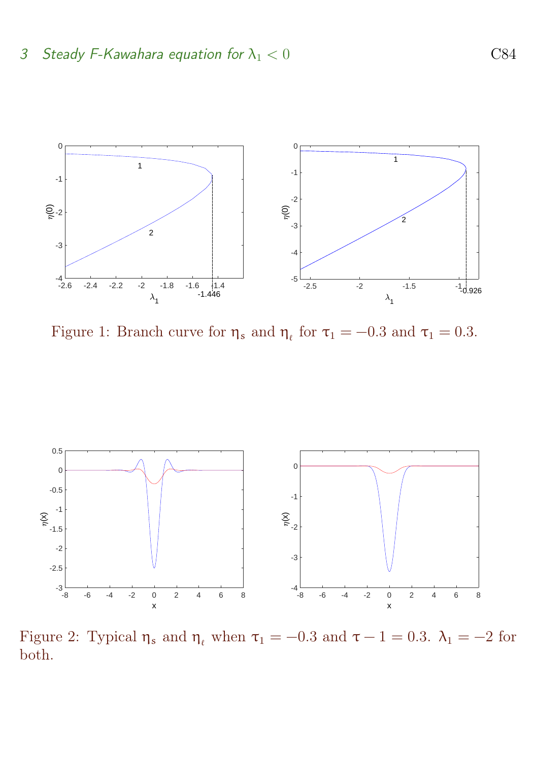Figure 1: Branch curve for $\eta_s$ and $\eta_\ell$ for $\tau_1 = -0.3$ and $\tau_1 = 0.3$.

Figure 2: Typical $\eta_s$ and $\eta_\ell$ when $\tau_1 = -0.3$ and $\tau - 1 = 0.3$. $\lambda_1 = -2$ for both.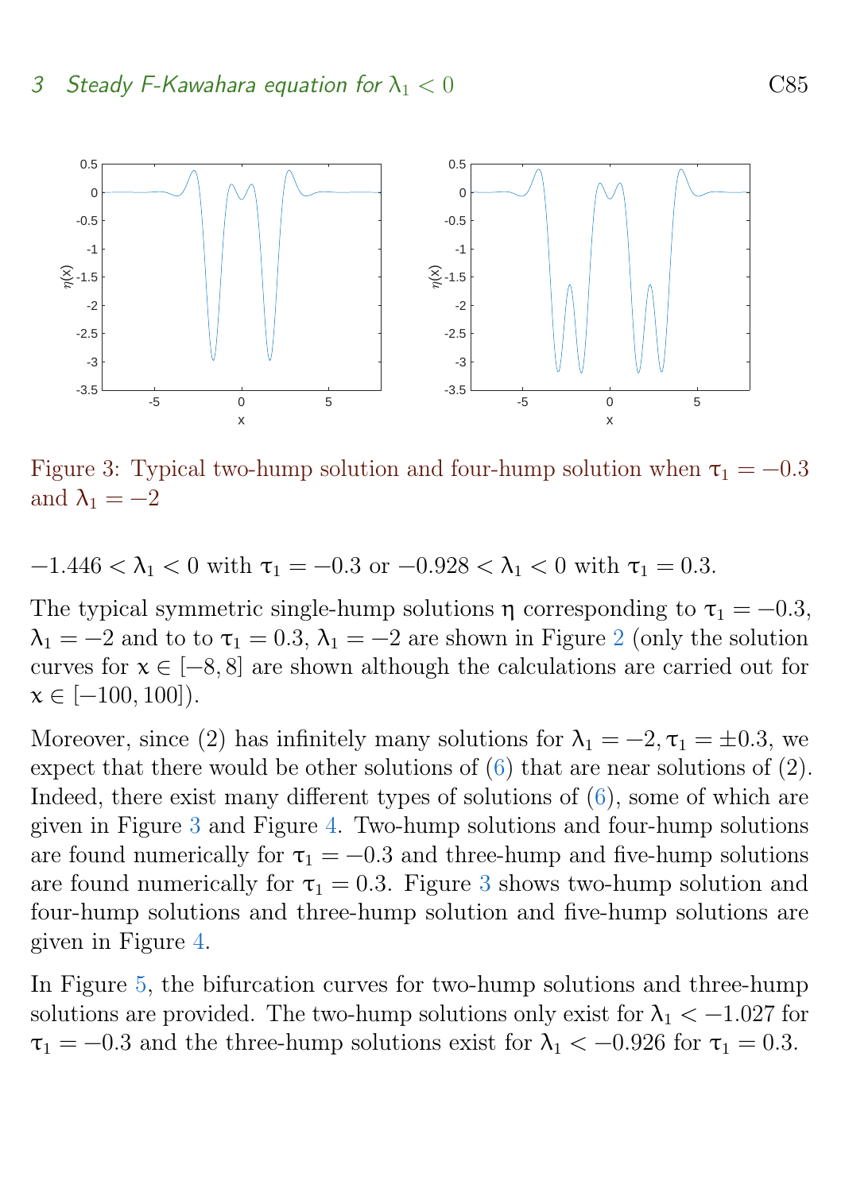Figure 3: Typical two-hump solution and four-hump solution when $\tau_1 = -0.3$ and $\lambda_1 = -2$

$-1.446 < \lambda_1 < 0$ with $\tau_1 = -0.3$ or $-0.928 < \lambda_1 < 0$ with $\tau_1 = 0.3$.

The typical symmetric single-hump solutions $\eta$ corresponding to $\tau_1 = -0.3$, $\lambda_1 = -2$ and to to $\tau_1 = 0.3$, $\lambda_1 = -2$ are shown in Figure 2 (only the solution curves for $x \in [-8, 8]$ are shown although the calculations are carried out for $x \in [-100, 100]$).

Moreover, since (2) has infinitely many solutions for $\lambda_1 = -2, \tau_1 = \pm 0.3$, we expect that there would be other solutions of (6) that are near solutions of (2). Indeed, there exist many different types of solutions of (6), some of which are given in Figure 3 and Figure 4. Two-hump solutions and four-hump solutions are found numerically for $\tau_1 = -0.3$ and three-hump and five-hump solutions are found numerically for $\tau_1 = 0.3$. Figure 3 shows two-hump solution and four-hump solutions and three-hump solution and five-hump solutions are given in Figure 4.

In Figure 5, the bifurcation curves for two-hump solutions and three-hump solutions are provided. The two-hump solutions only exist for $\lambda_1 < -1.027$ for $\tau_1 = -0.3$ and the three-hump solutions exist for $\lambda_1 < -0.926$ for $\tau_1 = 0.3$.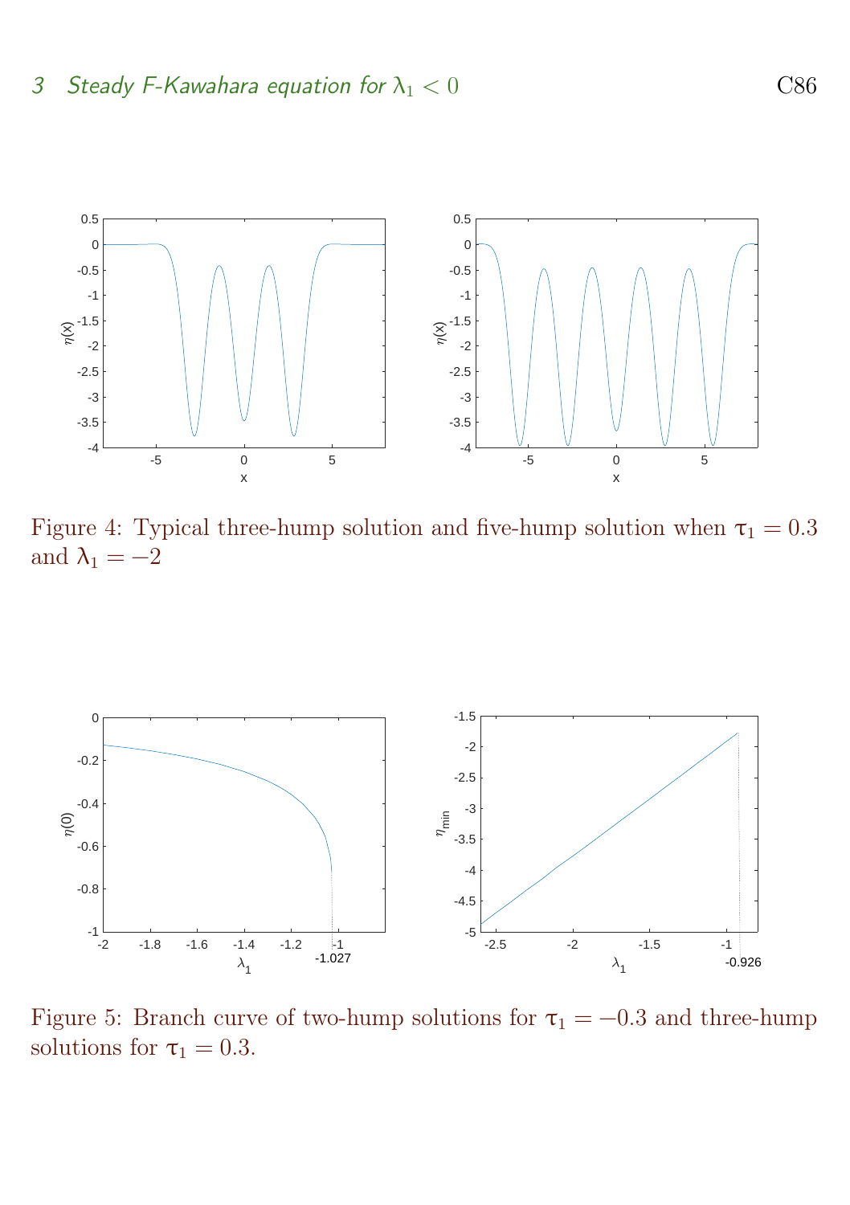Figure 4: Typical three-hump solution and five-hump solution when $\tau_1 = 0.3$ and $\lambda_1 = -2$

Figure 5: Branch curve of two-hump solutions for $\tau_1 = -0.3$ and three-hump solutions for $\tau_1 = 0.3$.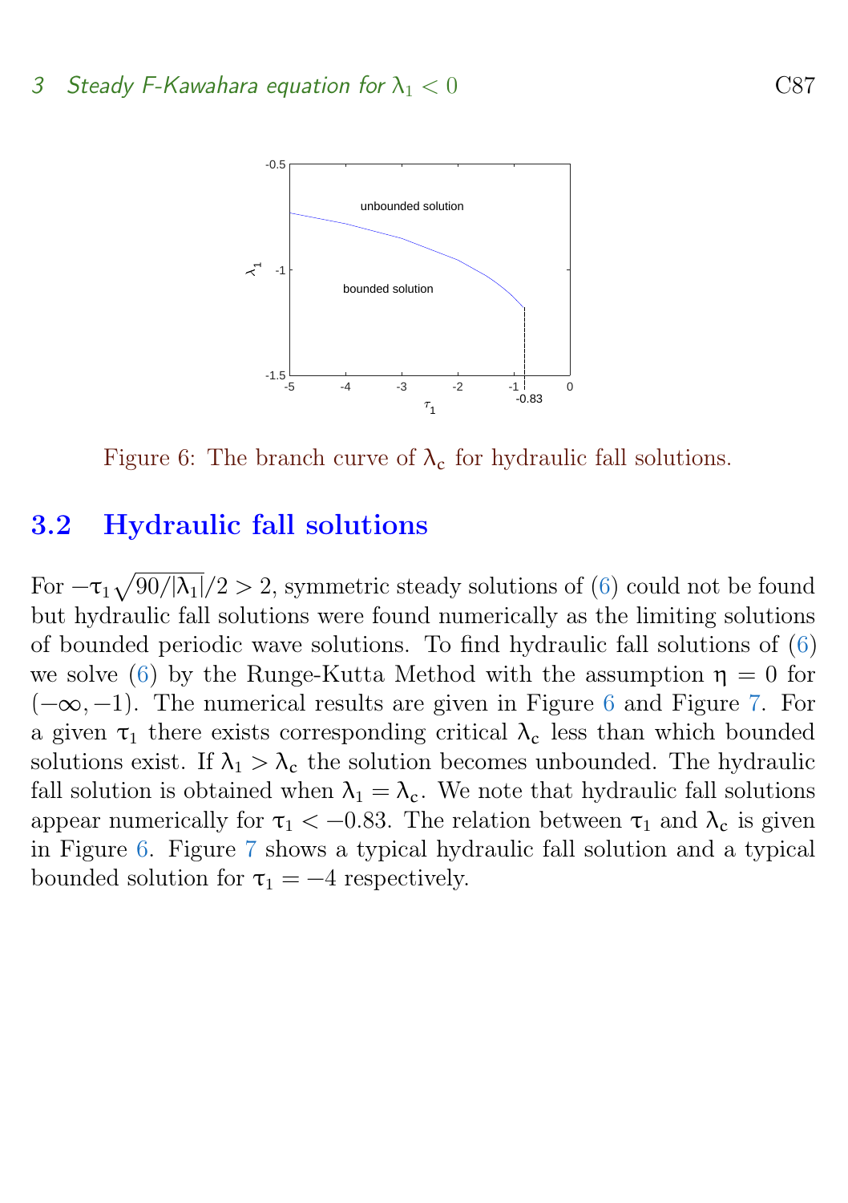Figure 6: The branch curve of $\lambda_c$ for hydraulic fall solutions.

## 3.2 Hydraulic fall solutions

For $-\tau_1\sqrt{90/|\lambda_1|}/2 > 2$, symmetric steady solutions of (6) could not be found but hydraulic fall solutions were found numerically as the limiting solutions of bounded periodic wave solutions. To find hydraulic fall solutions of (6) we solve (6) by the Runge-Kutta Method with the assumption $\eta = 0$ for $(-\infty, -1)$. The numerical results are given in Figure 6 and Figure 7. For a given $\tau_1$ there exists corresponding critical $\lambda_c$ less than which bounded solutions exist. If $\lambda_1 > \lambda_c$ the solution becomes unbounded. The hydraulic fall solution is obtained when $\lambda_1 = \lambda_c$. We note that hydraulic fall solutions appear numerically for $\tau_1 < -0.83$. The relation between $\tau_1$ and $\lambda_c$ is given in Figure 6. Figure 7 shows a typical hydraulic fall solution and a typical bounded solution for $\tau_1 = -4$ respectively.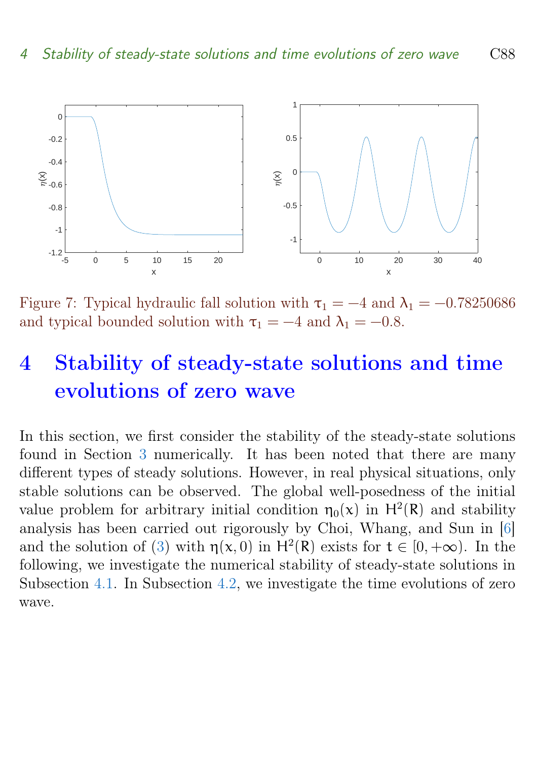Figure 7: Typical hydraulic fall solution with $\tau_1 = -4$ and $\lambda_1 = -0.78250686$ and typical bounded solution with $\tau_1 = -4$ and $\lambda_1 = -0.8$.

# 4 Stability of steady-state solutions and time evolutions of zero wave

In this section, we first consider the stability of the steady-state solutions found in Section 3 numerically. It has been noted that there are many different types of steady solutions. However, in real physical situations, only stable solutions can be observed. The global well-posedness of the initial value problem for arbitrary initial condition $\eta_0(x)$ in $H^2(R)$ and stability analysis has been carried out rigorously by Choi, Whang, and Sun in [6] and the solution of (3) with $\eta(x, 0)$ in $H^2(R)$ exists for $t \in [0, +\infty)$. In the following, we investigate the numerical stability of steady-state solutions in Subsection 4.1. In Subsection 4.2, we investigate the time evolutions of zero wave.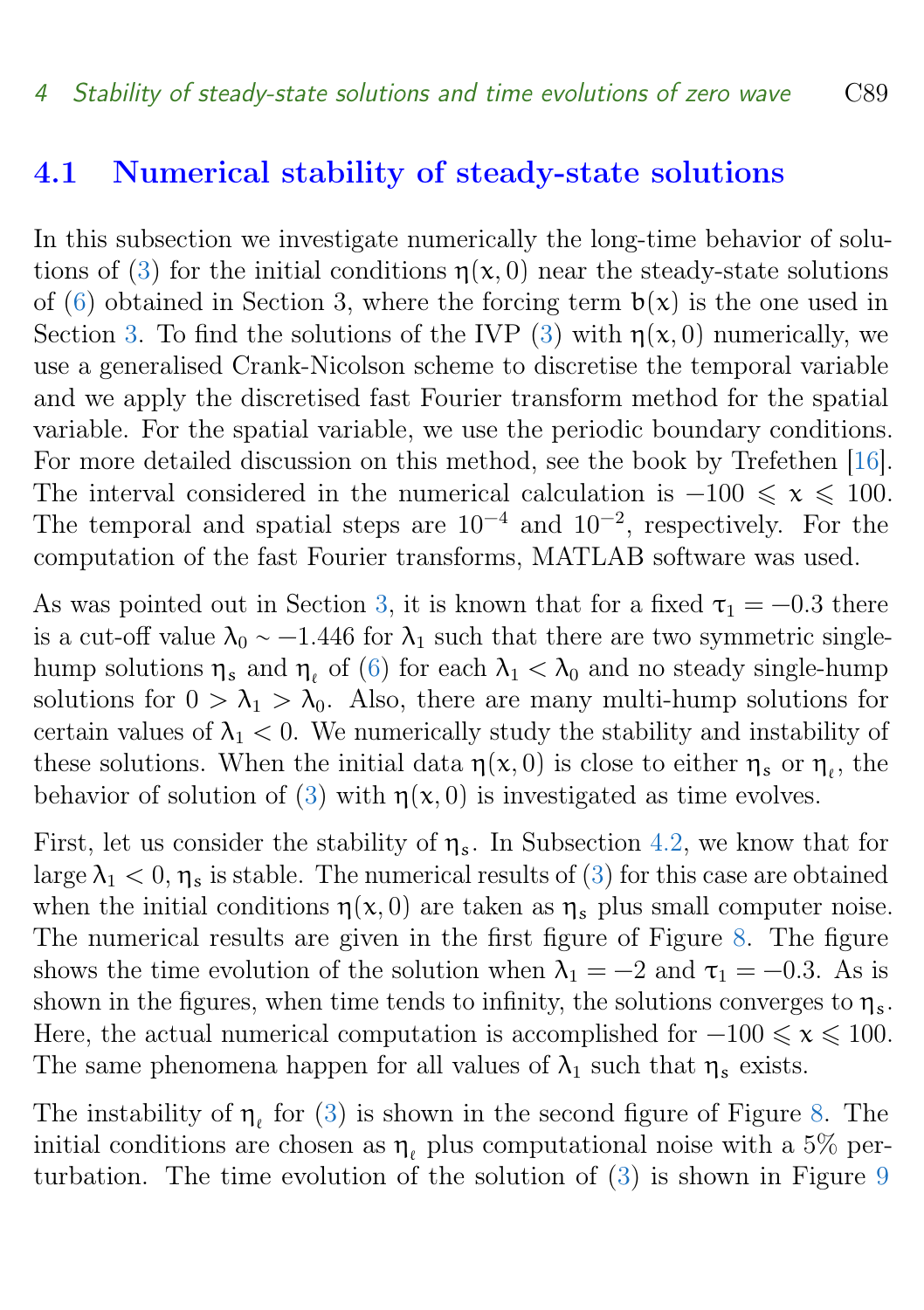## 4.1 Numerical stability of steady-state solutions

In this subsection we investigate numerically the long-time behavior of solutions of (3) for the initial conditions $\eta(x,0)$ near the steady-state solutions of (6) obtained in Section 3, where the forcing term $b(x)$ is the one used in Section 3. To find the solutions of the IVP (3) with $\eta(x,0)$ numerically, we use a generalised Crank-Nicolson scheme to discretise the temporal variable and we apply the discretised fast Fourier transform method for the spatial variable. For the spatial variable, we use the periodic boundary conditions. For more detailed discussion on this method, see the book by Trefethen [16]. The interval considered in the numerical calculation is $-100 \leqslant x \leqslant 100$. The temporal and spatial steps are $10^{-4}$ and $10^{-2}$, respectively. For the computation of the fast Fourier transforms, MATLAB software was used.

As was pointed out in Section 3, it is known that for a fixed $\tau_1 = -0.3$ there is a cut-off value $\lambda_0 \sim -1.446$ for $\lambda_1$ such that there are two symmetric single-hump solutions $\eta_s$ and $\eta_\ell$ of (6) for each $\lambda_1 < \lambda_0$ and no steady single-hump solutions for $0 > \lambda_1 > \lambda_0$. Also, there are many multi-hump solutions for certain values of $\lambda_1 < 0$. We numerically study the stability and instability of these solutions. When the initial data $\eta(x,0)$ is close to either $\eta_s$ or $\eta_\ell$, the behavior of solution of (3) with $\eta(x,0)$ is investigated as time evolves.

First, let us consider the stability of $\eta_s$. In Subsection 4.2, we know that for large $\lambda_1 < 0$, $\eta_s$ is stable. The numerical results of (3) for this case are obtained when the initial conditions $\eta(x,0)$ are taken as $\eta_s$ plus small computer noise. The numerical results are given in the first figure of Figure 8. The figure shows the time evolution of the solution when $\lambda_1 = -2$ and $\tau_1 = -0.3$. As is shown in the figures, when time tends to infinity, the solutions converges to $\eta_s$. Here, the actual numerical computation is accomplished for $-100 \leqslant x \leqslant 100$. The same phenomena happen for all values of $\lambda_1$ such that $\eta_s$ exists.

The instability of $\eta_\ell$ for (3) is shown in the second figure of Figure 8. The initial conditions are chosen as $\eta_\ell$ plus computational noise with a 5% perturbation. The time evolution of the solution of (3) is shown in Figure 9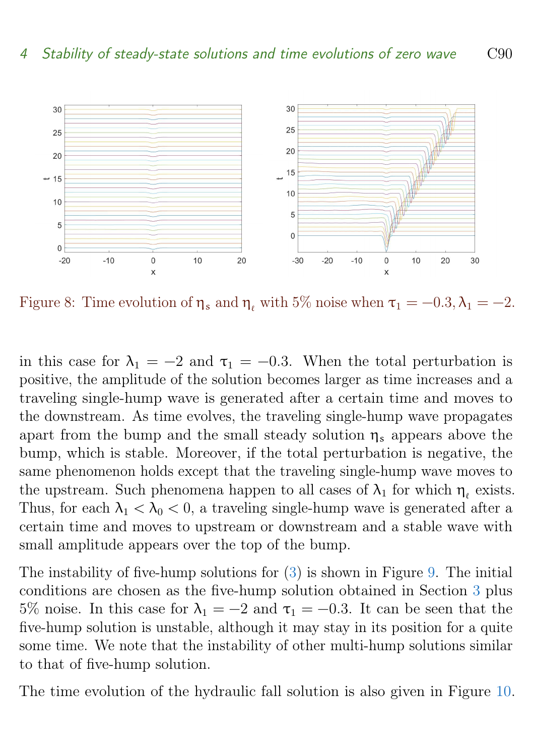Figure 8: Time evolution of $\eta_s$ and $\eta_\ell$ with 5% noise when $\tau_1 = -0.3, \lambda_1 = -2$.

in this case for $\lambda_1 = -2$ and $\tau_1 = -0.3$. When the total perturbation is positive, the amplitude of the solution becomes larger as time increases and a traveling single-hump wave is generated after a certain time and moves to the downstream. As time evolves, the traveling single-hump wave propagates apart from the bump and the small steady solution $\eta_s$ appears above the bump, which is stable. Moreover, if the total perturbation is negative, the same phenomenon holds except that the traveling single-hump wave moves to the upstream. Such phenomena happen to all cases of $\lambda_1$ for which $\eta_\ell$ exists. Thus, for each $\lambda_1 < \lambda_0 < 0$, a traveling single-hump wave is generated after a certain time and moves to upstream or downstream and a stable wave with small amplitude appears over the top of the bump.

The instability of five-hump solutions for (3) is shown in Figure 9. The initial conditions are chosen as the five-hump solution obtained in Section 3 plus 5% noise. In this case for $\lambda_1 = -2$ and $\tau_1 = -0.3$. It can be seen that the five-hump solution is unstable, although it may stay in its position for a quite some time. We note that the instability of other multi-hump solutions similar to that of five-hump solution.

The time evolution of the hydraulic fall solution is also given in Figure 10.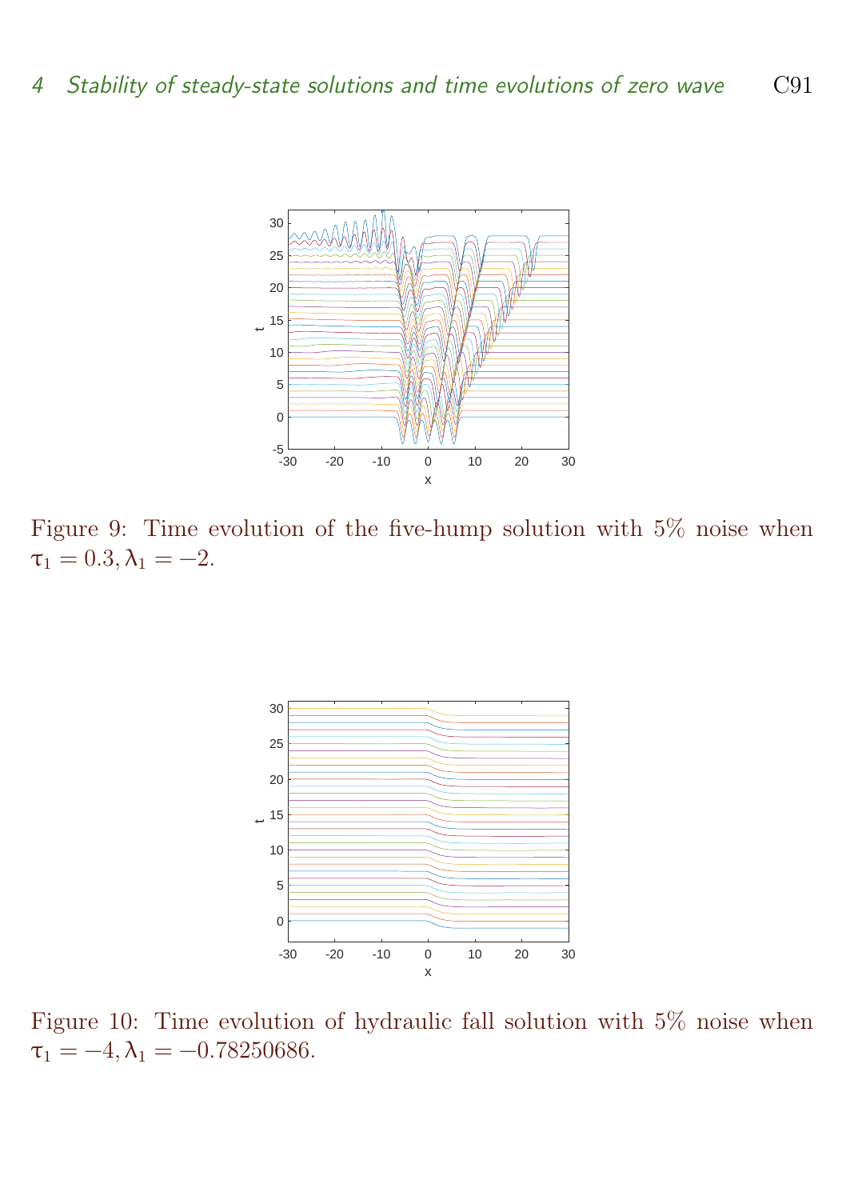Figure 9: Time evolution of the five-hump solution with 5% noise when $\tau_1 = 0.3, \lambda_1 = -2$.

Figure 10: Time evolution of hydraulic fall solution with 5% noise when $\tau_1 = -4, \lambda_1 = -0.78250686$.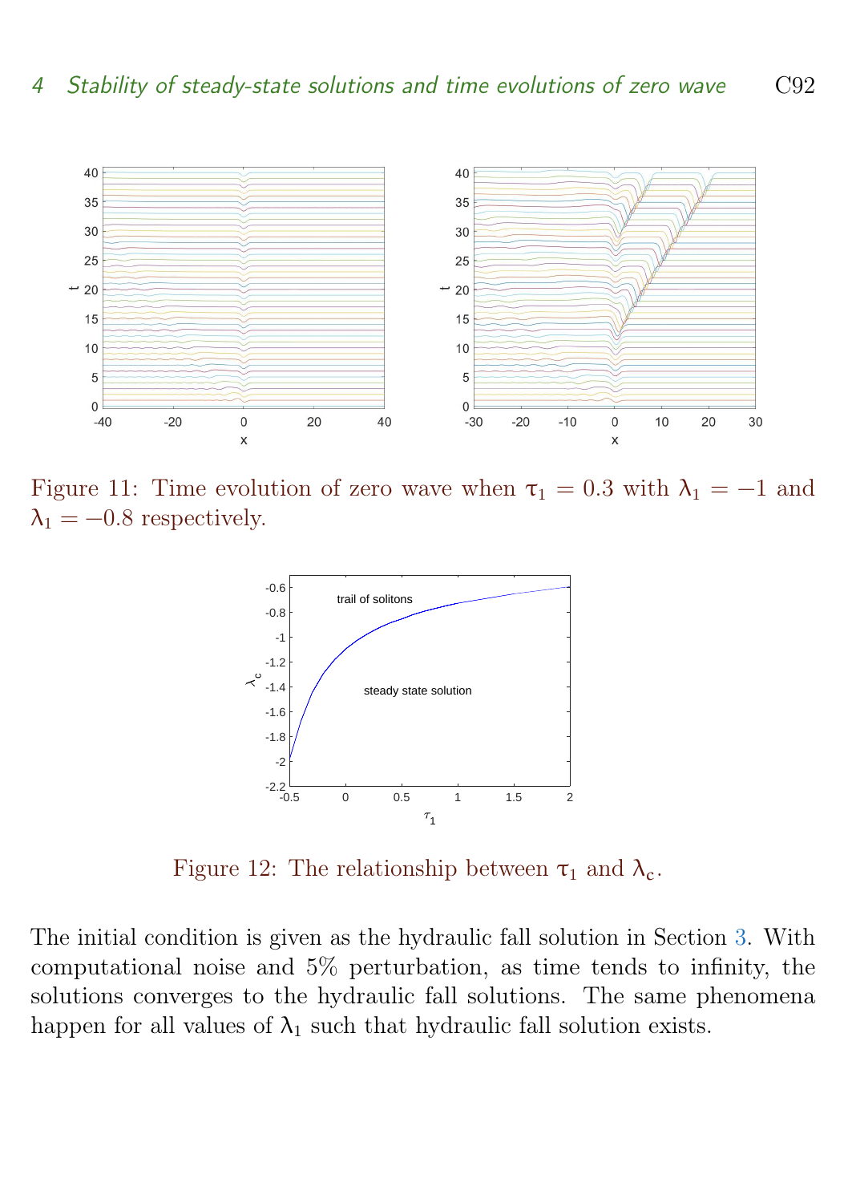Figure 11: Time evolution of zero wave when $\tau_1 = 0.3$ with $\lambda_1 = -1$ and $\lambda_1 = -0.8$ respectively.

Figure 12: The relationship between $\tau_1$ and $\lambda_c$.

The initial condition is given as the hydraulic fall solution in Section 3. With computational noise and 5% perturbation, as time tends to infinity, the solutions converges to the hydraulic fall solutions. The same phenomena happen for all values of $\lambda_1$ such that hydraulic fall solution exists.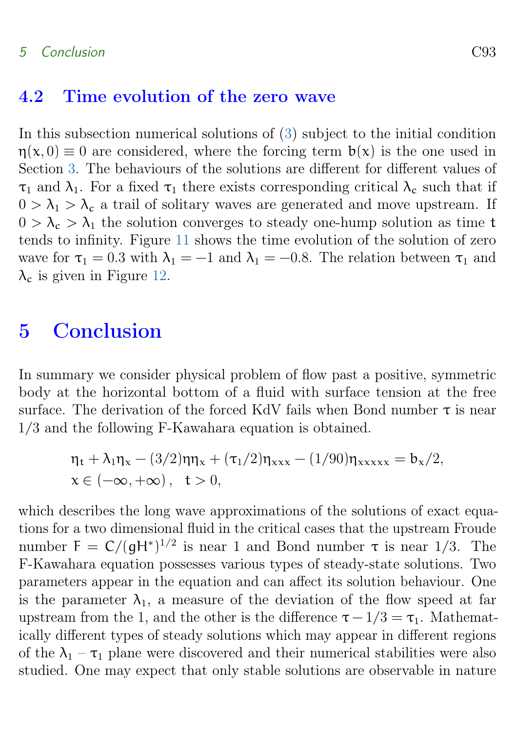## 4.2 Time evolution of the zero wave

In this subsection numerical solutions of (3) subject to the initial condition $\eta(x,0) \equiv 0$ are considered, where the forcing term $b(x)$ is the one used in Section 3. The behaviours of the solutions are different for different values of $\tau_1$ and $\lambda_1$. For a fixed $\tau_1$ there exists corresponding critical $\lambda_c$ such that if $0 > \lambda_1 > \lambda_c$ a trail of solitary waves are generated and move upstream. If $0 > \lambda_c > \lambda_1$ the solution converges to steady one-hump solution as time $t$ tends to infinity. Figure 11 shows the time evolution of the solution of zero wave for $\tau_1 = 0.3$ with $\lambda_1 = -1$ and $\lambda_1 = -0.8$. The relation between $\tau_1$ and $\lambda_c$ is given in Figure 12.

# 5 Conclusion

In summary we consider physical problem of flow past a positive, symmetric body at the horizontal bottom of a fluid with surface tension at the free surface. The derivation of the forced KdV fails when Bond number $\tau$ is near 1/3 and the following F-Kawahara equation is obtained.

$$
\begin{aligned}
&\eta_t + \lambda_1 \eta_x - (3/2)\eta\eta_x + (\tau_1/2)\eta_{xxx} - (1/90)\eta_{xxxxx} = b_x/2, \\
&x \in (-\infty, +\infty), \quad t > 0,
\end{aligned}
$$

which describes the long wave approximations of the solutions of exact equations for a two dimensional fluid in the critical cases that the upstream Froude number $F = C/(gH^*)^{1/2}$ is near 1 and Bond number $\tau$ is near 1/3. The F-Kawahara equation possesses various types of steady-state solutions. Two parameters appear in the equation and can affect its solution behaviour. One is the parameter $\lambda_1$, a measure of the deviation of the flow speed at far upstream from the 1, and the other is the difference $\tau - 1/3 = \tau_1$. Mathematically different types of steady solutions which may appear in different regions of the $\lambda_1 - \tau_1$ plane were discovered and their numerical stabilities were also studied. One may expect that only stable solutions are observable in nature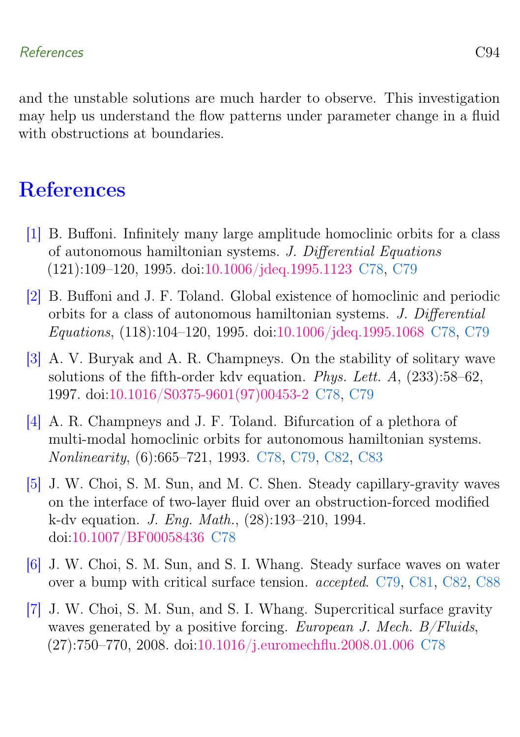and the unstable solutions are much harder to observe. This investigation may help us understand the flow patterns under parameter change in a fluid with obstructions at boundaries.

# References

[1] B. Buffoni. Infinitely many large amplitude homoclinic orbits for a class of autonomous hamiltonian systems. *J. Differential Equations* (121):109–120, 1995. doi:10.1006/jdeq.1995.1123 C78, C79

[2] B. Buffoni and J. F. Toland. Global existence of homoclinic and periodic orbits for a class of autonomous hamiltonian systems. *J. Differential Equations*, (118):104–120, 1995. doi:10.1006/jdeq.1995.1068 C78, C79

[3] A. V. Buryak and A. R. Champneys. On the stability of solitary wave solutions of the fifth-order kdv equation. *Phys. Lett. A*, (233):58–62, 1997. doi:10.1016/S0375-9601(97)00453-2 C78, C79

[4] A. R. Champneys and J. F. Toland. Bifurcation of a plethora of multi-modal homoclinic orbits for autonomous hamiltonian systems. *Nonlinearity*, (6):665–721, 1993. C78, C79, C82, C83

[5] J. W. Choi, S. M. Sun, and M. C. Shen. Steady capillary-gravity waves on the interface of two-layer fluid over an obstruction-forced modified k-dv equation. *J. Eng. Math.*, (28):193–210, 1994. doi:10.1007/BF00058436 C78

[6] J. W. Choi, S. M. Sun, and S. I. Whang. Steady surface waves on water over a bump with critical surface tension. *accepted*. C79, C81, C82, C88

[7] J. W. Choi, S. M. Sun, and S. I. Whang. Supercritical surface gravity waves generated by a positive forcing. *European J. Mech. B/Fluids*, (27):750–770, 2008. doi:10.1016/j.euromechflu.2008.01.006 C78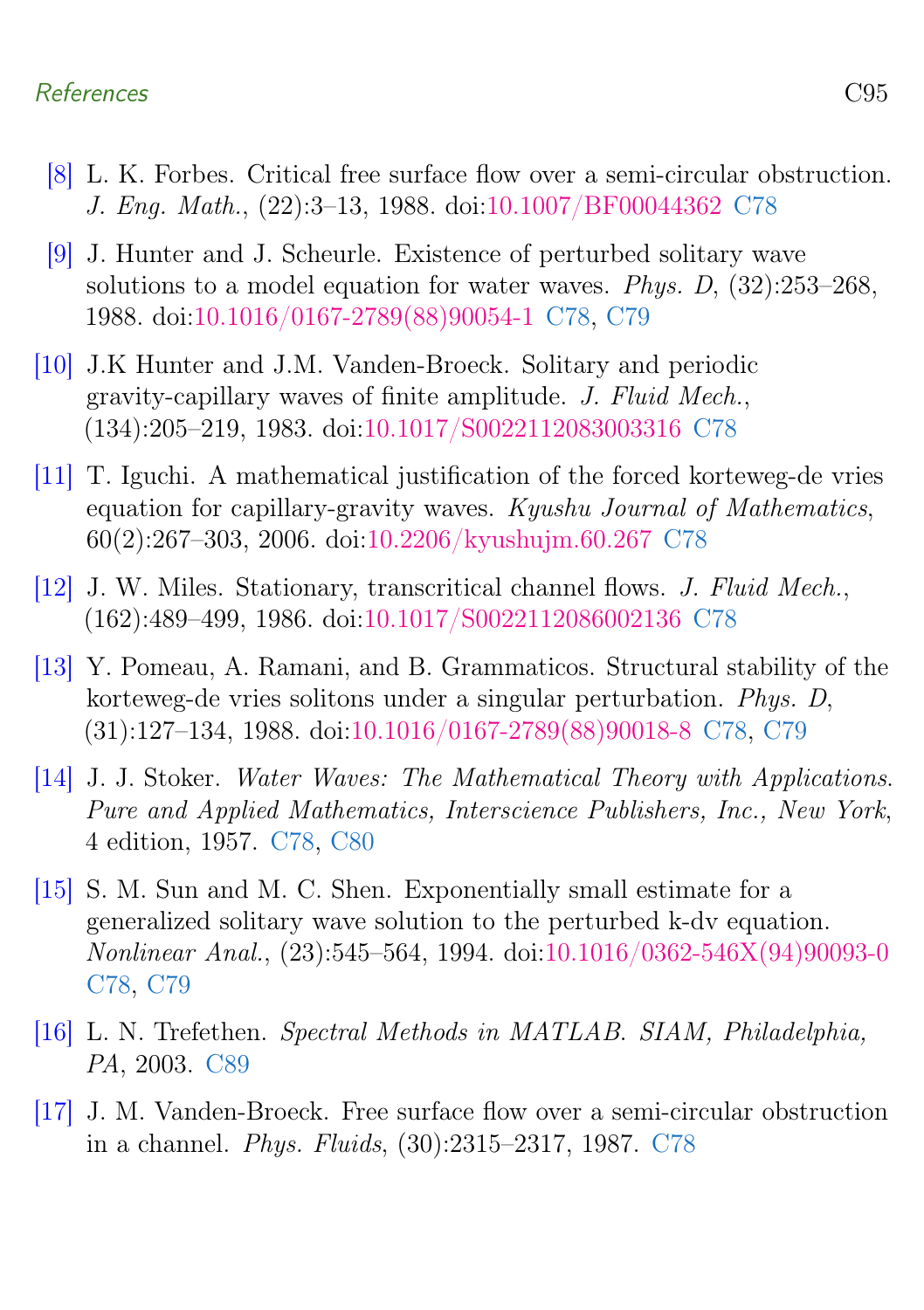[8] L. K. Forbes. Critical free surface flow over a semi-circular obstruction. *J. Eng. Math.*, (22):3–13, 1988. doi:10.1007/BF00044362 C78

[9] J. Hunter and J. Scheurle. Existence of perturbed solitary wave solutions to a model equation for water waves. *Phys. D*, (32):253–268, 1988. doi:10.1016/0167-2789(88)90054-1 C78, C79

[10] J.K Hunter and J.M. Vanden-Broeck. Solitary and periodic gravity-capillary waves of finite amplitude. *J. Fluid Mech.*, (134):205–219, 1983. doi:10.1017/S0022112083003316 C78

[11] T. Iguchi. A mathematical justification of the forced korteweg-de vries equation for capillary-gravity waves. *Kyushu Journal of Mathematics*, 60(2):267–303, 2006. doi:10.2206/kyushujm.60.267 C78

[12] J. W. Miles. Stationary, transcritical channel flows. *J. Fluid Mech.*, (162):489–499, 1986. doi:10.1017/S0022112086002136 C78

[13] Y. Pomeau, A. Ramani, and B. Grammaticos. Structural stability of the korteweg-de vries solitons under a singular perturbation. *Phys. D*, (31):127–134, 1988. doi:10.1016/0167-2789(88)90018-8 C78, C79

[14] J. J. Stoker. *Water Waves: The Mathematical Theory with Applications. Pure and Applied Mathematics, Interscience Publishers, Inc., New York*, 4 edition, 1957. C78, C80

[15] S. M. Sun and M. C. Shen. Exponentially small estimate for a generalized solitary wave solution to the perturbed k-dv equation. *Nonlinear Anal.*, (23):545–564, 1994. doi:10.1016/0362-546X(94)90093-0 C78, C79

[16] L. N. Trefethen. *Spectral Methods in MATLAB. SIAM, Philadelphia, PA*, 2003. C89

[17] J. M. Vanden-Broeck. Free surface flow over a semi-circular obstruction in a channel. *Phys. Fluids*, (30):2315–2317, 1987. C78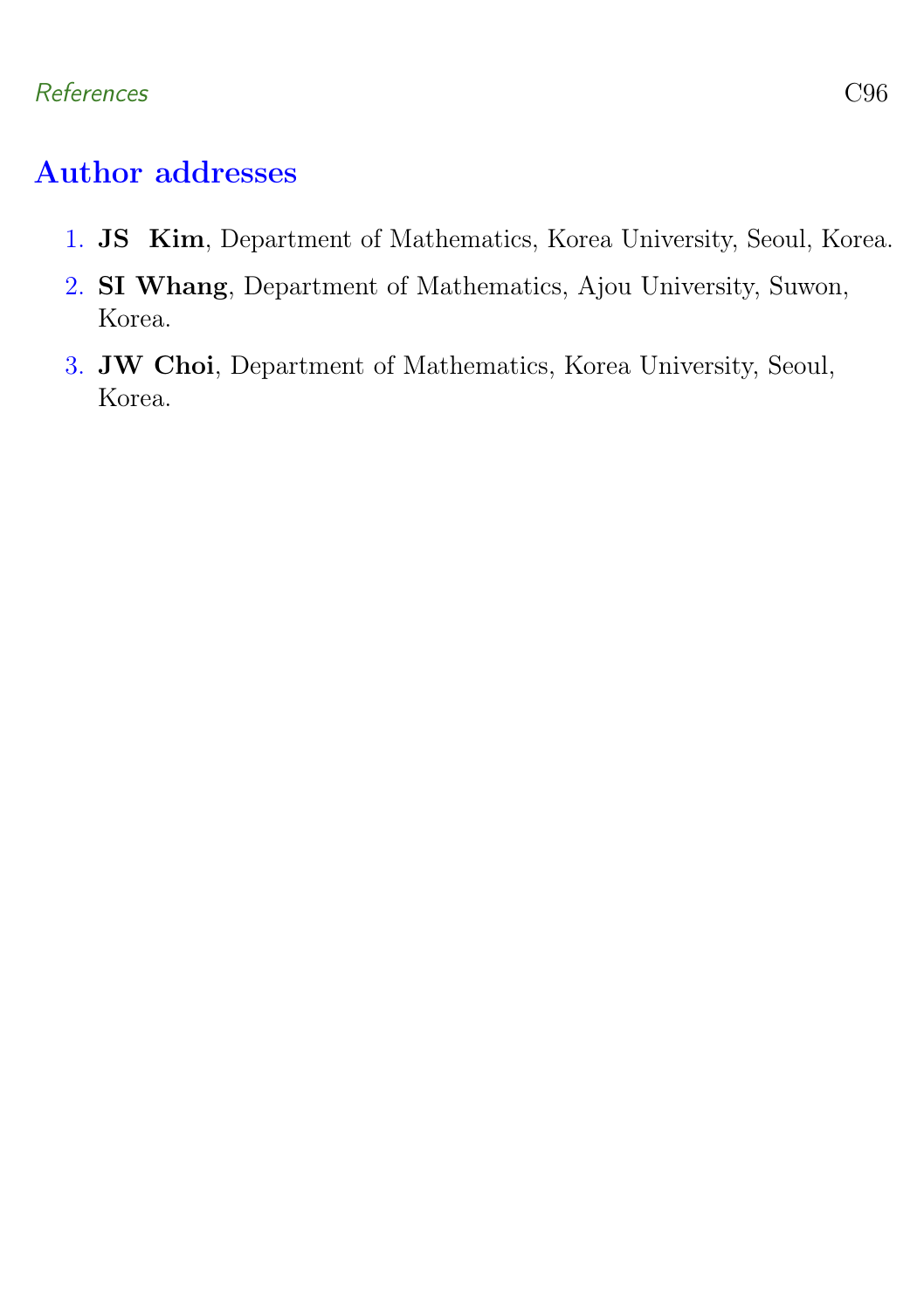## Author addresses

1. **JS Kim**, Department of Mathematics, Korea University, Seoul, Korea.
2. **SI Whang**, Department of Mathematics, Ajou University, Suwon, Korea.
3. **JW Choi**, Department of Mathematics, Korea University, Seoul, Korea.